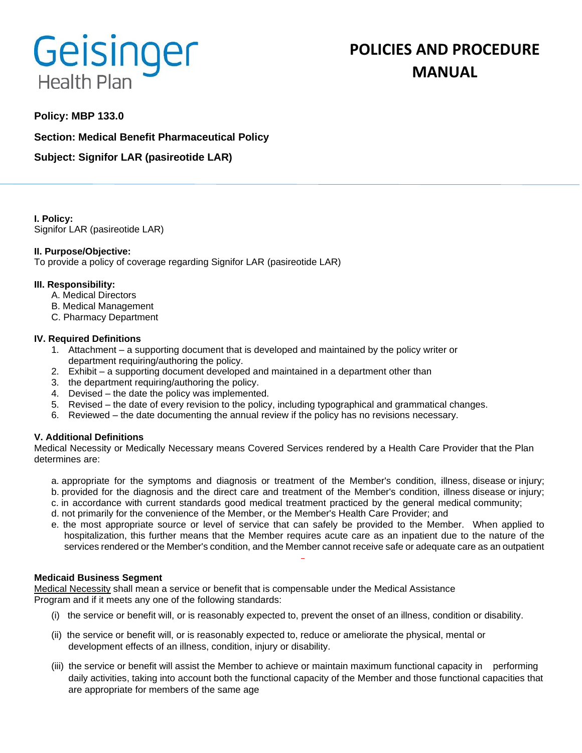Geisinger Health Plan

# POLICIES AND PROCEDURE MANUAL

**Policy: MBP 133.0**

**Section: Medical Benefit Pharmaceutical Policy**

**Subject: Signifor LAR (pasireotide LAR)**

**I. Policy:**
Signifor LAR (pasireotide LAR)

**II. Purpose/Objective:**
To provide a policy of coverage regarding Signifor LAR (pasireotide LAR)

**III. Responsibility:**

A. Medical Directors
B. Medical Management
C. Pharmacy Department

**IV. Required Definitions**

1. Attachment – a supporting document that is developed and maintained by the policy writer or department requiring/authoring the policy.
2. Exhibit – a supporting document developed and maintained in a department other than
3. the department requiring/authoring the policy.
4. Devised – the date the policy was implemented.
5. Revised – the date of every revision to the policy, including typographical and grammatical changes.
6. Reviewed – the date documenting the annual review if the policy has no revisions necessary.

**V. Additional Definitions**
Medical Necessity or Medically Necessary means Covered Services rendered by a Health Care Provider that the Plan determines are:

a. appropriate for the symptoms and diagnosis or treatment of the Member's condition, illness, disease or injury;
b. provided for the diagnosis and the direct care and treatment of the Member's condition, illness disease or injury;
c. in accordance with current standards good medical treatment practiced by the general medical community;
d. not primarily for the convenience of the Member, or the Member's Health Care Provider; and
e. the most appropriate source or level of service that can safely be provided to the Member. When applied to hospitalization, this further means that the Member requires acute care as an inpatient due to the nature of the services rendered or the Member's condition, and the Member cannot receive safe or adequate care as an outpatient

**Medicaid Business Segment**
Medical Necessity shall mean a service or benefit that is compensable under the Medical Assistance Program and if it meets any one of the following standards:

(i) the service or benefit will, or is reasonably expected to, prevent the onset of an illness, condition or disability.

(ii) the service or benefit will, or is reasonably expected to, reduce or ameliorate the physical, mental or development effects of an illness, condition, injury or disability.

(iii) the service or benefit will assist the Member to achieve or maintain maximum functional capacity in performing daily activities, taking into account both the functional capacity of the Member and those functional capacities that are appropriate for members of the same age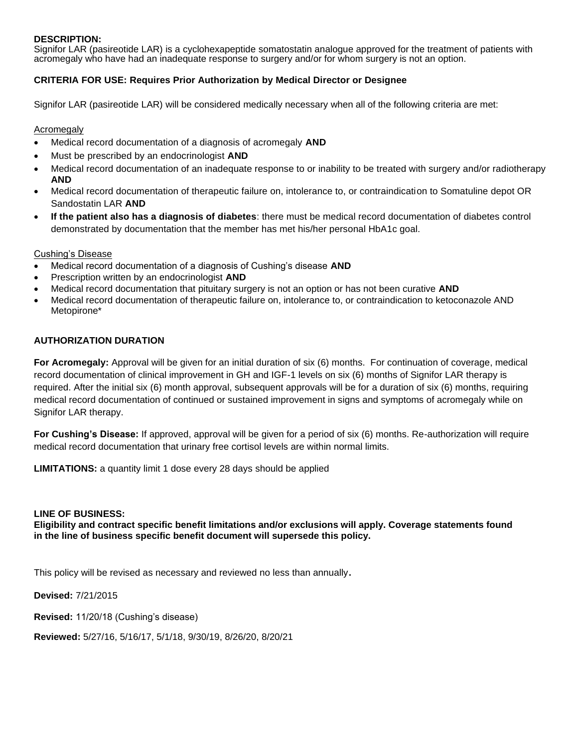**DESCRIPTION:**
Signifor LAR (pasireotide LAR) is a cyclohexapeptide somatostatin analogue approved for the treatment of patients with acromegaly who have had an inadequate response to surgery and/or for whom surgery is not an option.

**CRITERIA FOR USE: Requires Prior Authorization by Medical Director or Designee**

Signifor LAR (pasireotide LAR) will be considered medically necessary when all of the following criteria are met:

Acromegaly

- Medical record documentation of a diagnosis of acromegaly **AND**
- Must be prescribed by an endocrinologist **AND**
- Medical record documentation of an inadequate response to or inability to be treated with surgery and/or radiotherapy **AND**
- Medical record documentation of therapeutic failure on, intolerance to, or contraindication to Somatuline depot OR Sandostatin LAR **AND**
- **If the patient also has a diagnosis of diabetes**: there must be medical record documentation of diabetes control demonstrated by documentation that the member has met his/her personal HbA1c goal.

Cushing's Disease

- Medical record documentation of a diagnosis of Cushing's disease **AND**
- Prescription written by an endocrinologist **AND**
- Medical record documentation that pituitary surgery is not an option or has not been curative **AND**
- Medical record documentation of therapeutic failure on, intolerance to, or contraindication to ketoconazole AND Metopirone*

**AUTHORIZATION DURATION**

**For Acromegaly:** Approval will be given for an initial duration of six (6) months. For continuation of coverage, medical record documentation of clinical improvement in GH and IGF-1 levels on six (6) months of Signifor LAR therapy is required. After the initial six (6) month approval, subsequent approvals will be for a duration of six (6) months, requiring medical record documentation of continued or sustained improvement in signs and symptoms of acromegaly while on Signifor LAR therapy.

**For Cushing's Disease:** If approved, approval will be given for a period of six (6) months. Re-authorization will require medical record documentation that urinary free cortisol levels are within normal limits.

**LIMITATIONS:** a quantity limit 1 dose every 28 days should be applied

**LINE OF BUSINESS:**
**Eligibility and contract specific benefit limitations and/or exclusions will apply. Coverage statements found in the line of business specific benefit document will supersede this policy.**

This policy will be revised as necessary and reviewed no less than annually.

**Devised:** 7/21/2015

**Revised:** 11/20/18 (Cushing's disease)

**Reviewed:** 5/27/16, 5/16/17, 5/1/18, 9/30/19, 8/26/20, 8/20/21